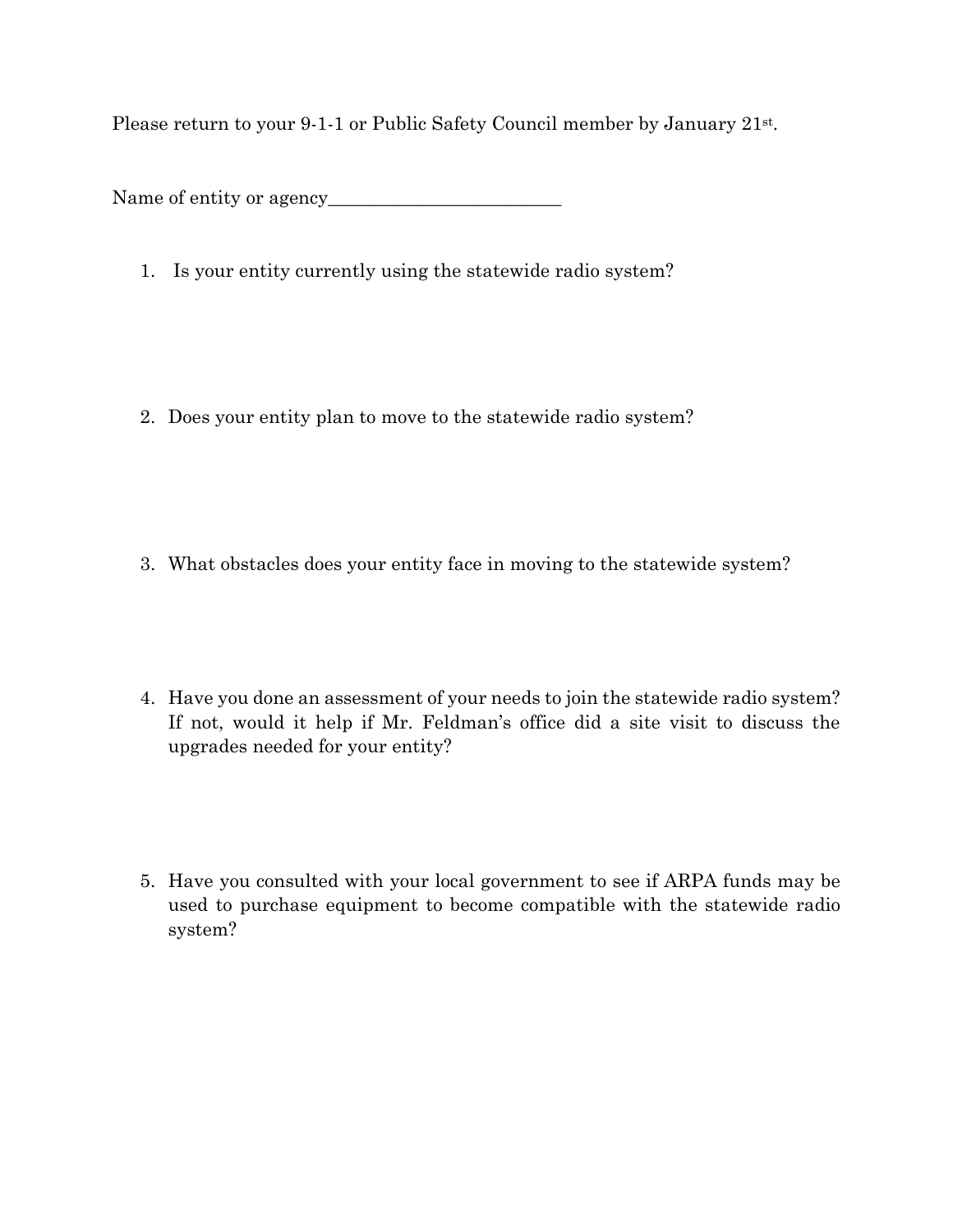Please return to your 9-1-1 or Public Safety Council member by January 21st.

Name of entity or agency_________________________

1. Is your entity currently using the statewide radio system?

2. Does your entity plan to move to the statewide radio system?

3. What obstacles does your entity face in moving to the statewide system?

4. Have you done an assessment of your needs to join the statewide radio system? If not, would it help if Mr. Feldman's office did a site visit to discuss the upgrades needed for your entity?

5. Have you consulted with your local government to see if ARPA funds may be used to purchase equipment to become compatible with the statewide radio system?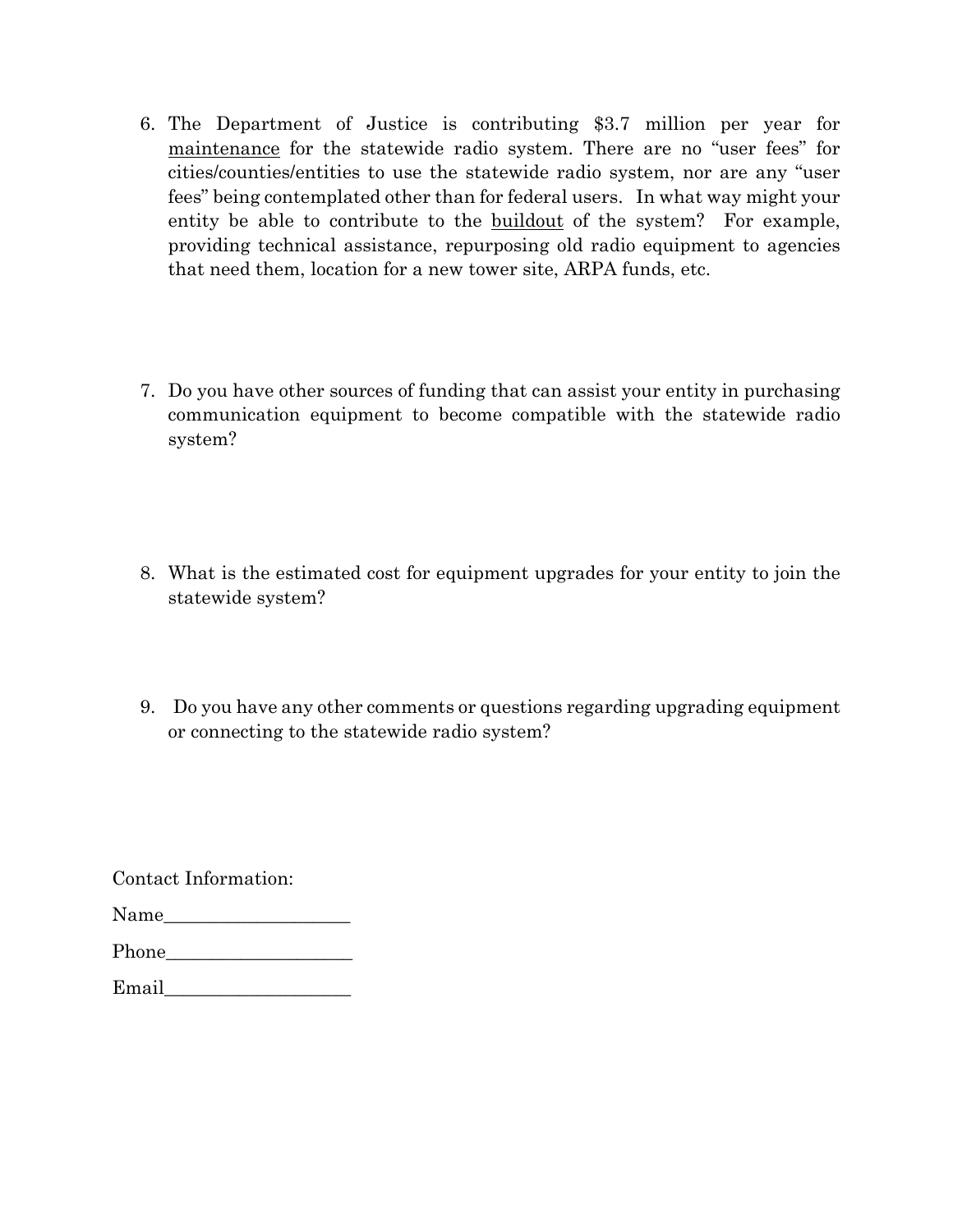6. The Department of Justice is contributing $3.7 million per year for <u>maintenance</u> for the statewide radio system. There are no "user fees" for cities/counties/entities to use the statewide radio system, nor are any "user fees" being contemplated other than for federal users. In what way might your entity be able to contribute to the <u>buildout</u> of the system? For example, providing technical assistance, repurposing old radio equipment to agencies that need them, location for a new tower site, ARPA funds, etc.

7. Do you have other sources of funding that can assist your entity in purchasing communication equipment to become compatible with the statewide radio system?

8. What is the estimated cost for equipment upgrades for your entity to join the statewide system?

9. Do you have any other comments or questions regarding upgrading equipment or connecting to the statewide radio system?

Contact Information:

Name____________________

Phone____________________

Email____________________